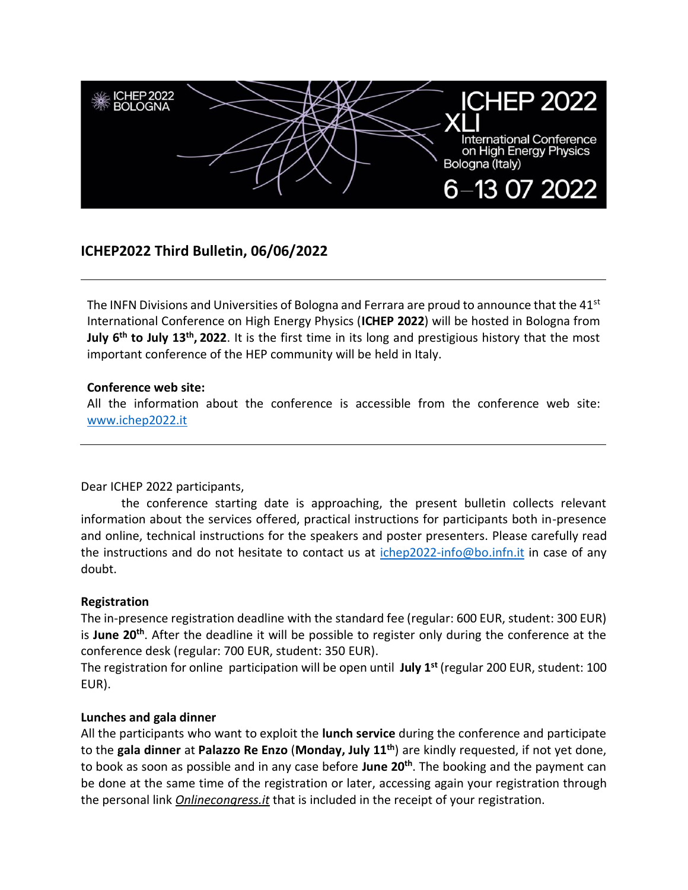## ICHEP2022 Third Bulletin, 06/06/2022

---

The INFN Divisions and Universities of Bologna and Ferrara are proud to announce that the 41st International Conference on High Energy Physics (**ICHEP 2022**) will be hosted in Bologna from **July 6th to July 13th, 2022**. It is the first time in its long and prestigious history that the most important conference of the HEP community will be held in Italy.

**Conference web site:**
All the information about the conference is accessible from the conference web site: [www.ichep2022.it](www.ichep2022.it)

---

Dear ICHEP 2022 participants,

the conference starting date is approaching, the present bulletin collects relevant information about the services offered, practical instructions for participants both in-presence and online, technical instructions for the speakers and poster presenters. Please carefully read the instructions and do not hesitate to contact us at ichep2022-info@bo.infn.it in case of any doubt.

**Registration**
The in-presence registration deadline with the standard fee (regular: 600 EUR, student: 300 EUR) is **June 20th**. After the deadline it will be possible to register only during the conference at the conference desk (regular: 700 EUR, student: 350 EUR).
The registration for online participation will be open until **July 1st** (regular 200 EUR, student: 100 EUR).

**Lunches and gala dinner**
All the participants who want to exploit the **lunch service** during the conference and participate to the **gala dinner** at **Palazzo Re Enzo** (**Monday, July 11th**) are kindly requested, if not yet done, to book as soon as possible and in any case before **June 20th**. The booking and the payment can be done at the same time of the registration or later, accessing again your registration through the personal link *Onlinecongress.it* that is included in the receipt of your registration.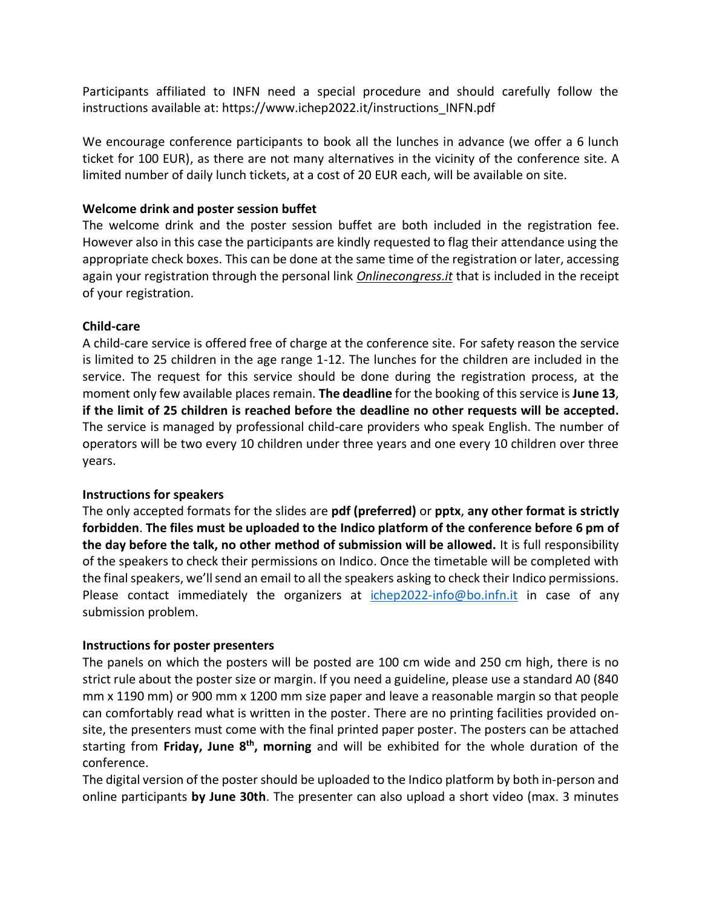Participants affiliated to INFN need a special procedure and should carefully follow the instructions available at: https://www.ichep2022.it/instructions_INFN.pdf

We encourage conference participants to book all the lunches in advance (we offer a 6 lunch ticket for 100 EUR), as there are not many alternatives in the vicinity of the conference site. A limited number of daily lunch tickets, at a cost of 20 EUR each, will be available on site.

**Welcome drink and poster session buffet**

The welcome drink and the poster session buffet are both included in the registration fee. However also in this case the participants are kindly requested to flag their attendance using the appropriate check boxes. This can be done at the same time of the registration or later, accessing again your registration through the personal link *Onlinecongress.it* that is included in the receipt of your registration.

**Child-care**

A child-care service is offered free of charge at the conference site. For safety reason the service is limited to 25 children in the age range 1-12. The lunches for the children are included in the service. The request for this service should be done during the registration process, at the moment only few available places remain. **The deadline** for the booking of this service is **June 13**, **if the limit of 25 children is reached before the deadline no other requests will be accepted.** The service is managed by professional child-care providers who speak English. The number of operators will be two every 10 children under three years and one every 10 children over three years.

**Instructions for speakers**

The only accepted formats for the slides are **pdf (preferred)** or **pptx**, **any other format is strictly forbidden**. **The files must be uploaded to the Indico platform of the conference before 6 pm of the day before the talk, no other method of submission will be allowed.** It is full responsibility of the speakers to check their permissions on Indico. Once the timetable will be completed with the final speakers, we'll send an email to all the speakers asking to check their Indico permissions. Please contact immediately the organizers at ichep2022-info@bo.infn.it in case of any submission problem.

**Instructions for poster presenters**

The panels on which the posters will be posted are 100 cm wide and 250 cm high, there is no strict rule about the poster size or margin. If you need a guideline, please use a standard A0 (840 mm x 1190 mm) or 900 mm x 1200 mm size paper and leave a reasonable margin so that people can comfortably read what is written in the poster. There are no printing facilities provided on-site, the presenters must come with the final printed paper poster. The posters can be attached starting from **Friday, June 8th, morning** and will be exhibited for the whole duration of the conference.

The digital version of the poster should be uploaded to the Indico platform by both in-person and online participants **by June 30th**. The presenter can also upload a short video (max. 3 minutes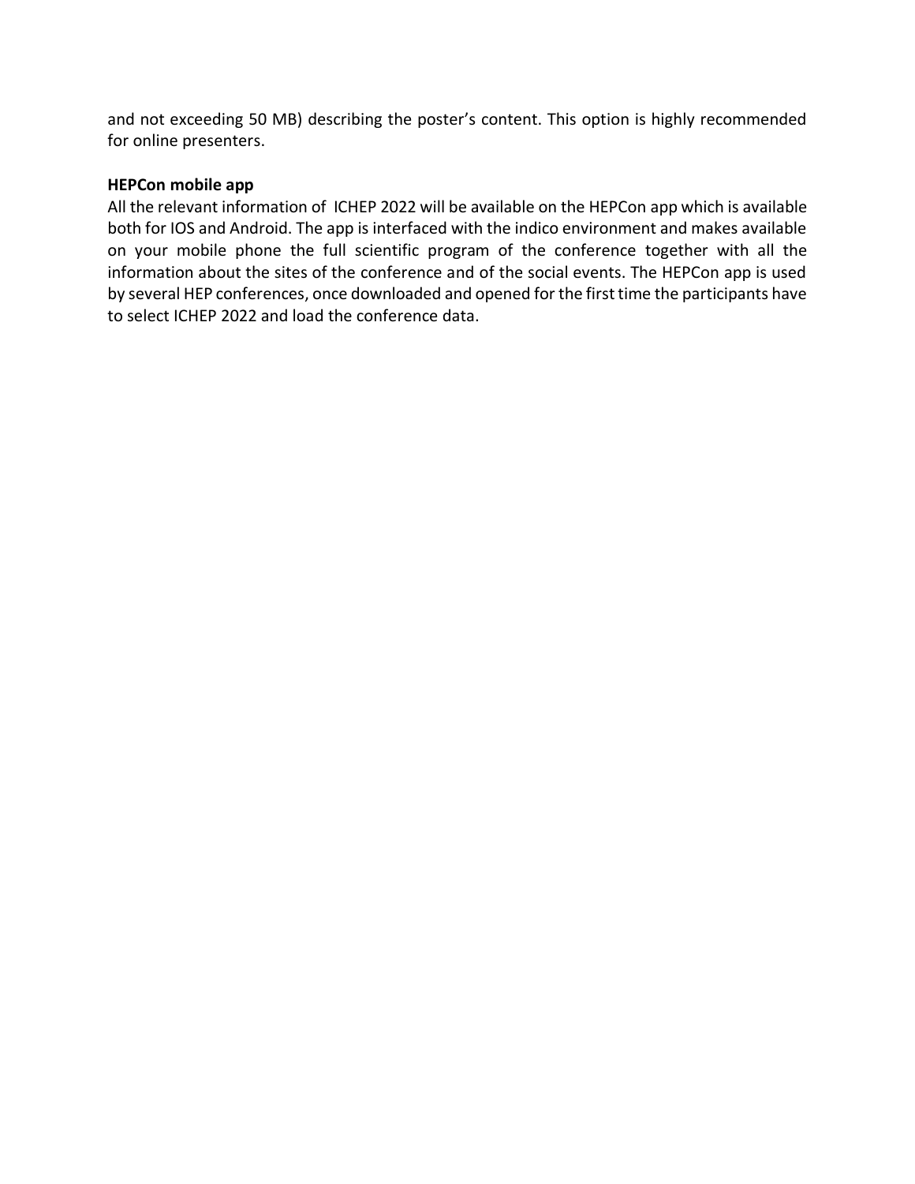and not exceeding 50 MB) describing the poster's content. This option is highly recommended for online presenters.

**HEPCon mobile app**

All the relevant information of ICHEP 2022 will be available on the HEPCon app which is available both for IOS and Android. The app is interfaced with the indico environment and makes available on your mobile phone the full scientific program of the conference together with all the information about the sites of the conference and of the social events. The HEPCon app is used by several HEP conferences, once downloaded and opened for the first time the participants have to select ICHEP 2022 and load the conference data.